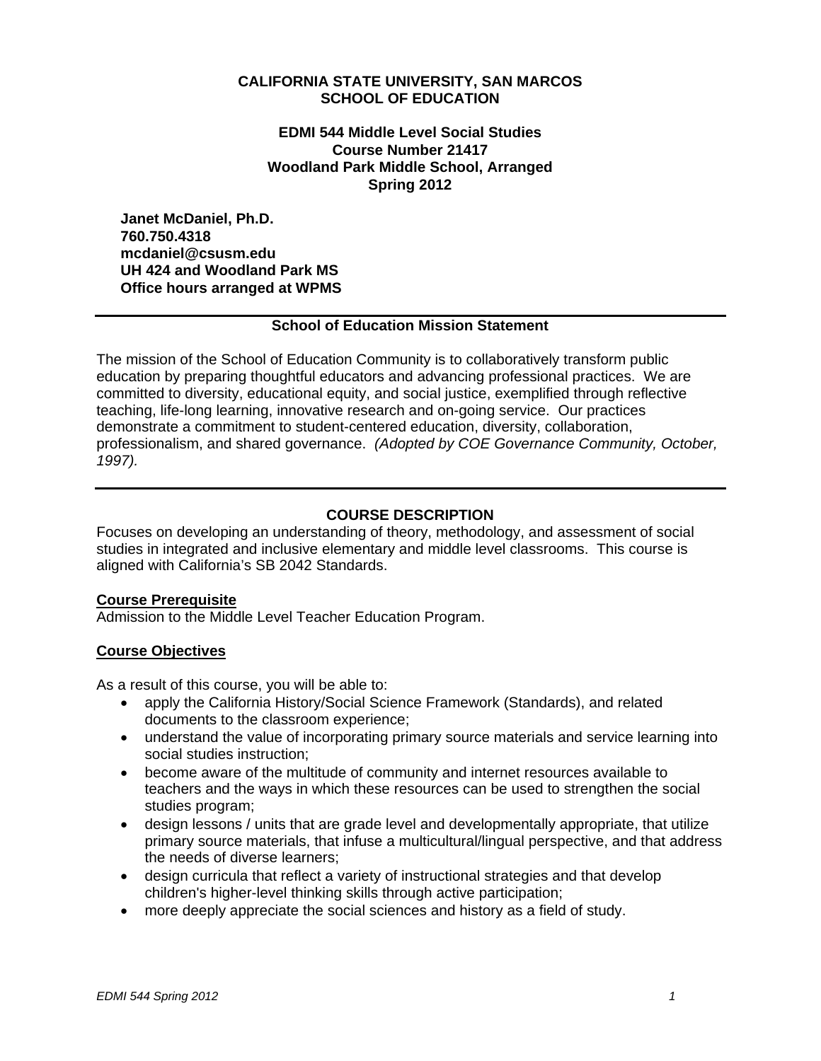**CALIFORNIA STATE UNIVERSITY, SAN MARCOS**
**SCHOOL OF EDUCATION**

**EDMI 544 Middle Level Social Studies**
**Course Number 21417**
**Woodland Park Middle School, Arranged**
**Spring 2012**

**Janet McDaniel, Ph.D.**
**760.750.4318**
**mcdaniel@csusm.edu**
**UH 424 and Woodland Park MS**
**Office hours arranged at WPMS**

---

## School of Education Mission Statement

The mission of the School of Education Community is to collaboratively transform public education by preparing thoughtful educators and advancing professional practices. We are committed to diversity, educational equity, and social justice, exemplified through reflective teaching, life-long learning, innovative research and on-going service. Our practices demonstrate a commitment to student-centered education, diversity, collaboration, professionalism, and shared governance. *(Adopted by COE Governance Community, October, 1997).*

---

## COURSE DESCRIPTION

Focuses on developing an understanding of theory, methodology, and assessment of social studies in integrated and inclusive elementary and middle level classrooms. This course is aligned with California's SB 2042 Standards.

### Course Prerequisite

Admission to the Middle Level Teacher Education Program.

### Course Objectives

As a result of this course, you will be able to:

- apply the California History/Social Science Framework (Standards), and related documents to the classroom experience;
- understand the value of incorporating primary source materials and service learning into social studies instruction;
- become aware of the multitude of community and internet resources available to teachers and the ways in which these resources can be used to strengthen the social studies program;
- design lessons / units that are grade level and developmentally appropriate, that utilize primary source materials, that infuse a multicultural/lingual perspective, and that address the needs of diverse learners;
- design curricula that reflect a variety of instructional strategies and that develop children's higher-level thinking skills through active participation;
- more deeply appreciate the social sciences and history as a field of study.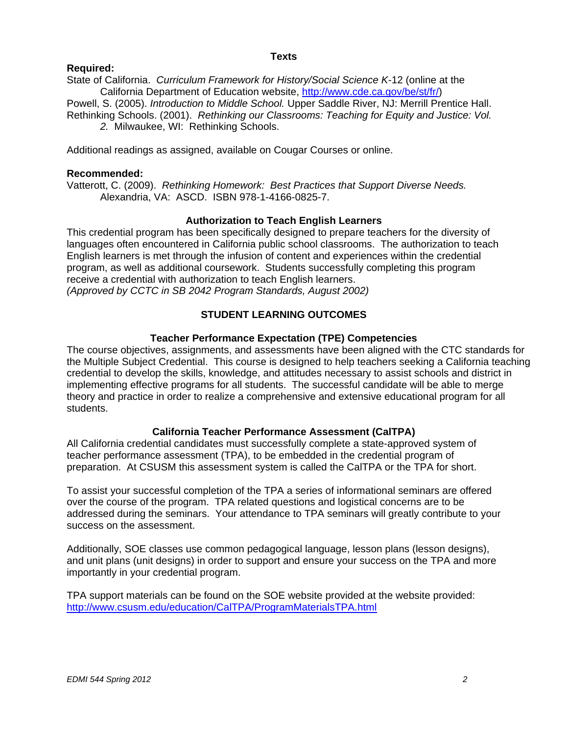## Texts

**Required:**

State of California. *Curriculum Framework for History/Social Science K*-12 (online at the California Department of Education website, http://www.cde.ca.gov/be/st/fr/)

Powell, S. (2005). *Introduction to Middle School.* Upper Saddle River, NJ: Merrill Prentice Hall.

Rethinking Schools. (2001). *Rethinking our Classrooms: Teaching for Equity and Justice: Vol. 2.* Milwaukee, WI: Rethinking Schools.

Additional readings as assigned, available on Cougar Courses or online.

**Recommended:**

Vatterott, C. (2009). *Rethinking Homework: Best Practices that Support Diverse Needs.* Alexandria, VA: ASCD. ISBN 978-1-4166-0825-7.

### Authorization to Teach English Learners

This credential program has been specifically designed to prepare teachers for the diversity of languages often encountered in California public school classrooms. The authorization to teach English learners is met through the infusion of content and experiences within the credential program, as well as additional coursework. Students successfully completing this program receive a credential with authorization to teach English learners.
*(Approved by CCTC in SB 2042 Program Standards, August 2002)*

## STUDENT LEARNING OUTCOMES

### Teacher Performance Expectation (TPE) Competencies

The course objectives, assignments, and assessments have been aligned with the CTC standards for the Multiple Subject Credential. This course is designed to help teachers seeking a California teaching credential to develop the skills, knowledge, and attitudes necessary to assist schools and district in implementing effective programs for all students. The successful candidate will be able to merge theory and practice in order to realize a comprehensive and extensive educational program for all students.

### California Teacher Performance Assessment (CalTPA)

All California credential candidates must successfully complete a state-approved system of teacher performance assessment (TPA), to be embedded in the credential program of preparation. At CSUSM this assessment system is called the CalTPA or the TPA for short.

To assist your successful completion of the TPA a series of informational seminars are offered over the course of the program. TPA related questions and logistical concerns are to be addressed during the seminars. Your attendance to TPA seminars will greatly contribute to your success on the assessment.

Additionally, SOE classes use common pedagogical language, lesson plans (lesson designs), and unit plans (unit designs) in order to support and ensure your success on the TPA and more importantly in your credential program.

TPA support materials can be found on the SOE website provided at the website provided: http://www.csusm.edu/education/CalTPA/ProgramMaterialsTPA.html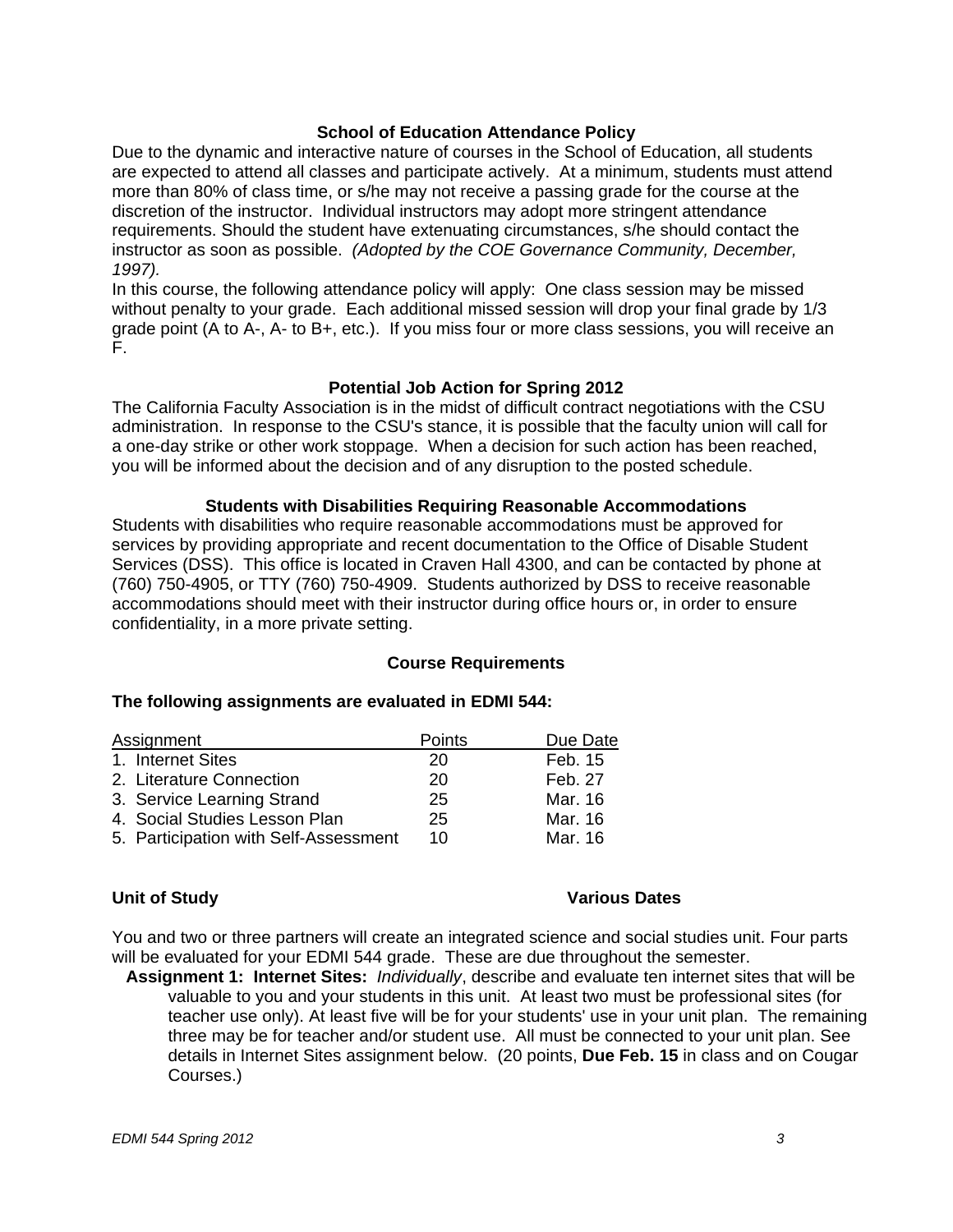### School of Education Attendance Policy

Due to the dynamic and interactive nature of courses in the School of Education, all students are expected to attend all classes and participate actively. At a minimum, students must attend more than 80% of class time, or s/he may not receive a passing grade for the course at the discretion of the instructor. Individual instructors may adopt more stringent attendance requirements. Should the student have extenuating circumstances, s/he should contact the instructor as soon as possible. *(Adopted by the COE Governance Community, December, 1997).*

In this course, the following attendance policy will apply: One class session may be missed without penalty to your grade. Each additional missed session will drop your final grade by 1/3 grade point (A to A-, A- to B+, etc.). If you miss four or more class sessions, you will receive an F.

### Potential Job Action for Spring 2012

The California Faculty Association is in the midst of difficult contract negotiations with the CSU administration. In response to the CSU's stance, it is possible that the faculty union will call for a one-day strike or other work stoppage. When a decision for such action has been reached, you will be informed about the decision and of any disruption to the posted schedule.

### Students with Disabilities Requiring Reasonable Accommodations

Students with disabilities who require reasonable accommodations must be approved for services by providing appropriate and recent documentation to the Office of Disable Student Services (DSS). This office is located in Craven Hall 4300, and can be contacted by phone at (760) 750-4905, or TTY (760) 750-4909. Students authorized by DSS to receive reasonable accommodations should meet with their instructor during office hours or, in order to ensure confidentiality, in a more private setting.

### Course Requirements

**The following assignments are evaluated in EDMI 544:**

| Assignment | Points | Due Date |
| --- | --- | --- |
| 1. Internet Sites | 20 | Feb. 15 |
| 2. Literature Connection | 20 | Feb. 27 |
| 3. Service Learning Strand | 25 | Mar. 16 |
| 4. Social Studies Lesson Plan | 25 | Mar. 16 |
| 5. Participation with Self-Assessment | 10 | Mar. 16 |

**Unit of Study** **Various Dates**

You and two or three partners will create an integrated science and social studies unit. Four parts will be evaluated for your EDMI 544 grade. These are due throughout the semester.

**Assignment 1: Internet Sites:** *Individually*, describe and evaluate ten internet sites that will be valuable to you and your students in this unit. At least two must be professional sites (for teacher use only). At least five will be for your students' use in your unit plan. The remaining three may be for teacher and/or student use. All must be connected to your unit plan. See details in Internet Sites assignment below. (20 points, **Due Feb. 15** in class and on Cougar Courses.)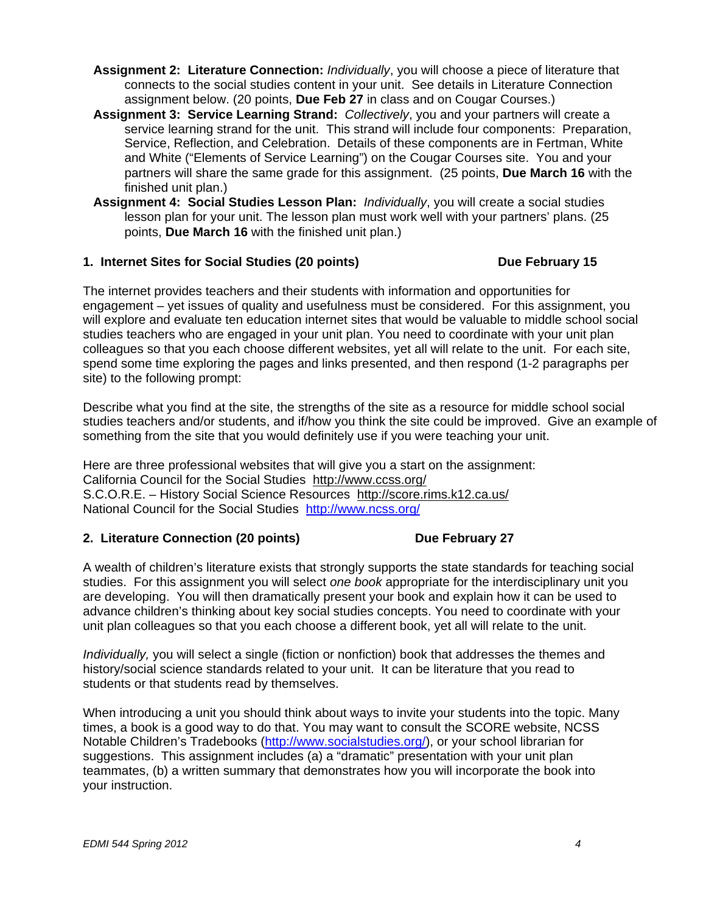**Assignment 2: Literature Connection:** *Individually*, you will choose a piece of literature that connects to the social studies content in your unit. See details in Literature Connection assignment below. (20 points, **Due Feb 27** in class and on Cougar Courses.)

**Assignment 3: Service Learning Strand:** *Collectively*, you and your partners will create a service learning strand for the unit. This strand will include four components: Preparation, Service, Reflection, and Celebration. Details of these components are in Fertman, White and White ("Elements of Service Learning") on the Cougar Courses site. You and your partners will share the same grade for this assignment. (25 points, **Due March 16** with the finished unit plan.)

**Assignment 4: Social Studies Lesson Plan:** *Individually*, you will create a social studies lesson plan for your unit. The lesson plan must work well with your partners' plans. (25 points, **Due March 16** with the finished unit plan.)

### 1. Internet Sites for Social Studies (20 points) — Due February 15

The internet provides teachers and their students with information and opportunities for engagement – yet issues of quality and usefulness must be considered. For this assignment, you will explore and evaluate ten education internet sites that would be valuable to middle school social studies teachers who are engaged in your unit plan. You need to coordinate with your unit plan colleagues so that you each choose different websites, yet all will relate to the unit. For each site, spend some time exploring the pages and links presented, and then respond (1-2 paragraphs per site) to the following prompt:

Describe what you find at the site, the strengths of the site as a resource for middle school social studies teachers and/or students, and if/how you think the site could be improved. Give an example of something from the site that you would definitely use if you were teaching your unit.

Here are three professional websites that will give you a start on the assignment:
California Council for the Social Studies http://www.ccss.org/
S.C.O.R.E. – History Social Science Resources http://score.rims.k12.ca.us/
National Council for the Social Studies http://www.ncss.org/

### 2. Literature Connection (20 points) — Due February 27

A wealth of children's literature exists that strongly supports the state standards for teaching social studies. For this assignment you will select *one book* appropriate for the interdisciplinary unit you are developing. You will then dramatically present your book and explain how it can be used to advance children's thinking about key social studies concepts. You need to coordinate with your unit plan colleagues so that you each choose a different book, yet all will relate to the unit.

*Individually,* you will select a single (fiction or nonfiction) book that addresses the themes and history/social science standards related to your unit. It can be literature that you read to students or that students read by themselves.

When introducing a unit you should think about ways to invite your students into the topic. Many times, a book is a good way to do that. You may want to consult the SCORE website, NCSS Notable Children's Tradebooks (http://www.socialstudies.org/), or your school librarian for suggestions. This assignment includes (a) a "dramatic" presentation with your unit plan teammates, (b) a written summary that demonstrates how you will incorporate the book into your instruction.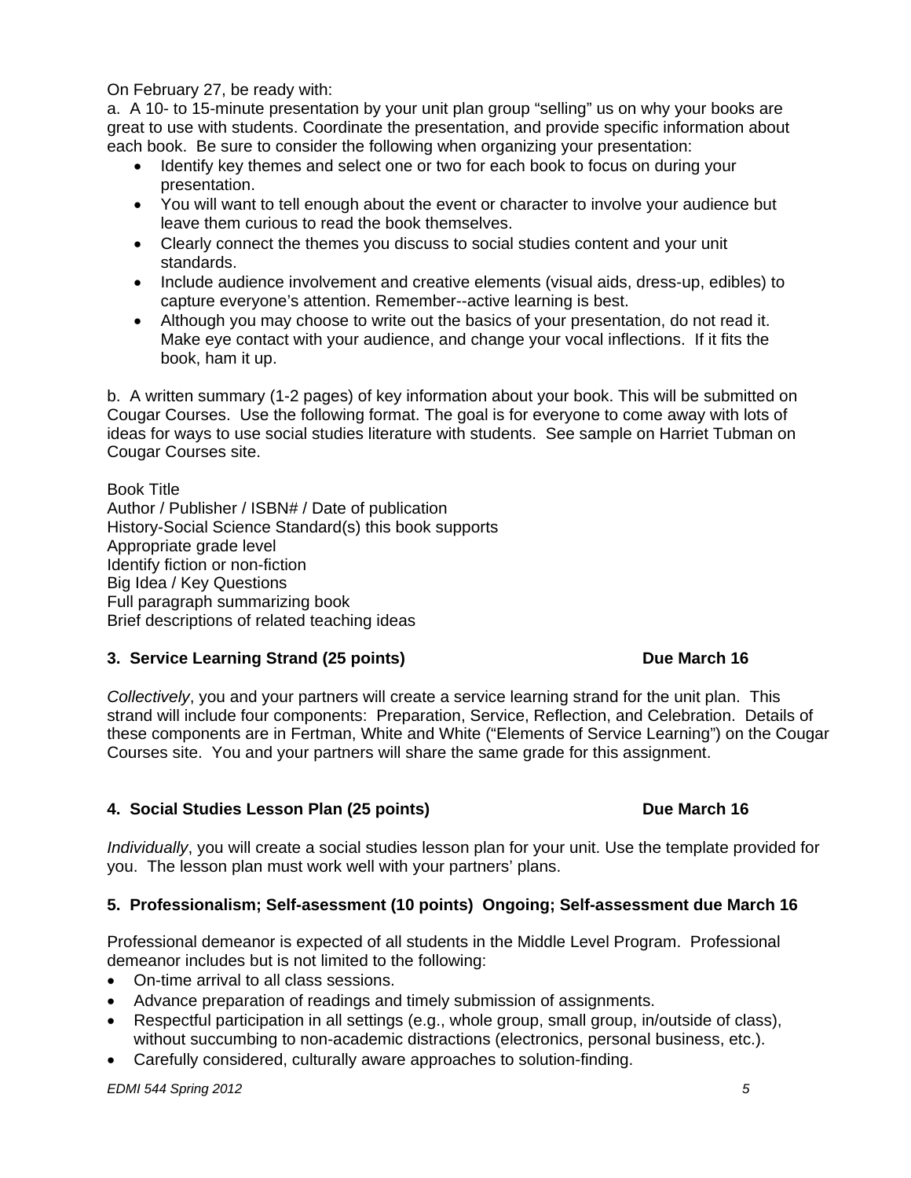On February 27, be ready with:

a. A 10- to 15-minute presentation by your unit plan group "selling" us on why your books are great to use with students. Coordinate the presentation, and provide specific information about each book. Be sure to consider the following when organizing your presentation:

- Identify key themes and select one or two for each book to focus on during your presentation.
- You will want to tell enough about the event or character to involve your audience but leave them curious to read the book themselves.
- Clearly connect the themes you discuss to social studies content and your unit standards.
- Include audience involvement and creative elements (visual aids, dress-up, edibles) to capture everyone's attention. Remember--active learning is best.
- Although you may choose to write out the basics of your presentation, do not read it. Make eye contact with your audience, and change your vocal inflections. If it fits the book, ham it up.

b. A written summary (1-2 pages) of key information about your book. This will be submitted on Cougar Courses. Use the following format. The goal is for everyone to come away with lots of ideas for ways to use social studies literature with students. See sample on Harriet Tubman on Cougar Courses site.

Book Title
Author / Publisher / ISBN# / Date of publication
History-Social Science Standard(s) this book supports
Appropriate grade level
Identify fiction or non-fiction
Big Idea / Key Questions
Full paragraph summarizing book
Brief descriptions of related teaching ideas

### 3. Service Learning Strand (25 points) Due March 16

*Collectively*, you and your partners will create a service learning strand for the unit plan. This strand will include four components: Preparation, Service, Reflection, and Celebration. Details of these components are in Fertman, White and White ("Elements of Service Learning") on the Cougar Courses site. You and your partners will share the same grade for this assignment.

### 4. Social Studies Lesson Plan (25 points) Due March 16

*Individually*, you will create a social studies lesson plan for your unit. Use the template provided for you. The lesson plan must work well with your partners' plans.

### 5. Professionalism; Self-asessment (10 points) Ongoing; Self-assessment due March 16

Professional demeanor is expected of all students in the Middle Level Program. Professional demeanor includes but is not limited to the following:

- On-time arrival to all class sessions.
- Advance preparation of readings and timely submission of assignments.
- Respectful participation in all settings (e.g., whole group, small group, in/outside of class), without succumbing to non-academic distractions (electronics, personal business, etc.).
- Carefully considered, culturally aware approaches to solution-finding.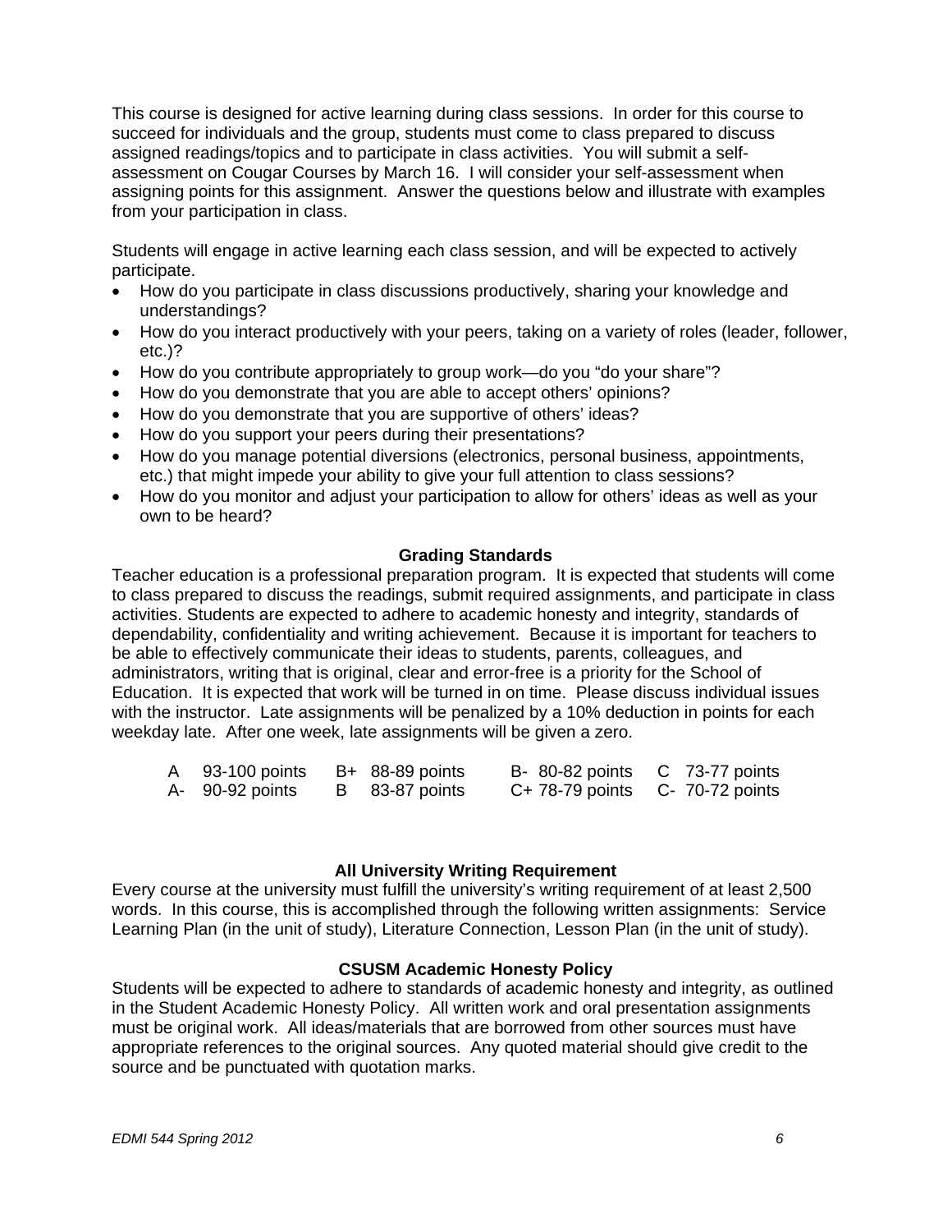This course is designed for active learning during class sessions. In order for this course to succeed for individuals and the group, students must come to class prepared to discuss assigned readings/topics and to participate in class activities. You will submit a self-assessment on Cougar Courses by March 16. I will consider your self-assessment when assigning points for this assignment. Answer the questions below and illustrate with examples from your participation in class.

Students will engage in active learning each class session, and will be expected to actively participate.

- How do you participate in class discussions productively, sharing your knowledge and understandings?
- How do you interact productively with your peers, taking on a variety of roles (leader, follower, etc.)?
- How do you contribute appropriately to group work—do you "do your share"?
- How do you demonstrate that you are able to accept others' opinions?
- How do you demonstrate that you are supportive of others' ideas?
- How do you support your peers during their presentations?
- How do you manage potential diversions (electronics, personal business, appointments, etc.) that might impede your ability to give your full attention to class sessions?
- How do you monitor and adjust your participation to allow for others' ideas as well as your own to be heard?

### Grading Standards

Teacher education is a professional preparation program. It is expected that students will come to class prepared to discuss the readings, submit required assignments, and participate in class activities. Students are expected to adhere to academic honesty and integrity, standards of dependability, confidentiality and writing achievement. Because it is important for teachers to be able to effectively communicate their ideas to students, parents, colleagues, and administrators, writing that is original, clear and error-free is a priority for the School of Education. It is expected that work will be turned in on time. Please discuss individual issues with the instructor. Late assignments will be penalized by a 10% deduction in points for each weekday late. After one week, late assignments will be given a zero.

| | | | |
|---|---|---|---|
| A 93-100 points | B+ 88-89 points | B- 80-82 points | C 73-77 points |
| A- 90-92 points | B 83-87 points | C+ 78-79 points | C- 70-72 points |

### All University Writing Requirement

Every course at the university must fulfill the university's writing requirement of at least 2,500 words. In this course, this is accomplished through the following written assignments: Service Learning Plan (in the unit of study), Literature Connection, Lesson Plan (in the unit of study).

### CSUSM Academic Honesty Policy

Students will be expected to adhere to standards of academic honesty and integrity, as outlined in the Student Academic Honesty Policy. All written work and oral presentation assignments must be original work. All ideas/materials that are borrowed from other sources must have appropriate references to the original sources. Any quoted material should give credit to the source and be punctuated with quotation marks.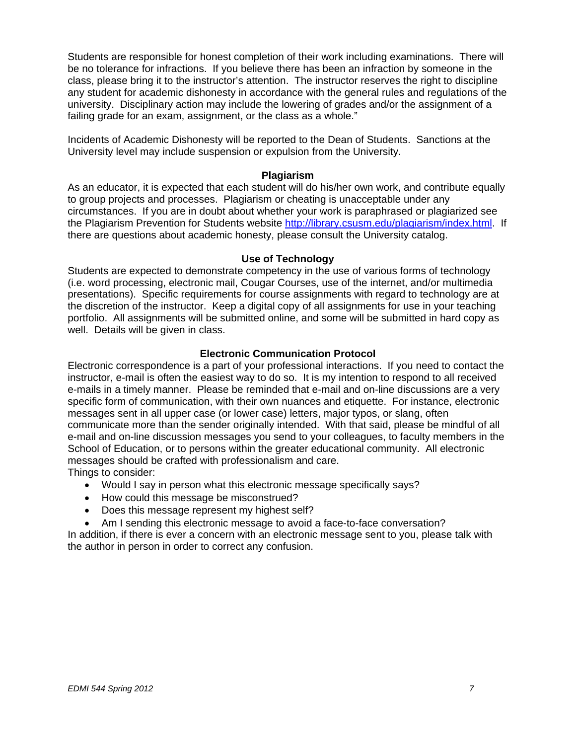Students are responsible for honest completion of their work including examinations. There will be no tolerance for infractions. If you believe there has been an infraction by someone in the class, please bring it to the instructor's attention. The instructor reserves the right to discipline any student for academic dishonesty in accordance with the general rules and regulations of the university. Disciplinary action may include the lowering of grades and/or the assignment of a failing grade for an exam, assignment, or the class as a whole."

Incidents of Academic Dishonesty will be reported to the Dean of Students. Sanctions at the University level may include suspension or expulsion from the University.

### Plagiarism

As an educator, it is expected that each student will do his/her own work, and contribute equally to group projects and processes. Plagiarism or cheating is unacceptable under any circumstances. If you are in doubt about whether your work is paraphrased or plagiarized see the Plagiarism Prevention for Students website http://library.csusm.edu/plagiarism/index.html. If there are questions about academic honesty, please consult the University catalog.

### Use of Technology

Students are expected to demonstrate competency in the use of various forms of technology (i.e. word processing, electronic mail, Cougar Courses, use of the internet, and/or multimedia presentations). Specific requirements for course assignments with regard to technology are at the discretion of the instructor. Keep a digital copy of all assignments for use in your teaching portfolio. All assignments will be submitted online, and some will be submitted in hard copy as well. Details will be given in class.

### Electronic Communication Protocol

Electronic correspondence is a part of your professional interactions. If you need to contact the instructor, e-mail is often the easiest way to do so. It is my intention to respond to all received e-mails in a timely manner. Please be reminded that e-mail and on-line discussions are a very specific form of communication, with their own nuances and etiquette. For instance, electronic messages sent in all upper case (or lower case) letters, major typos, or slang, often communicate more than the sender originally intended. With that said, please be mindful of all e-mail and on-line discussion messages you send to your colleagues, to faculty members in the School of Education, or to persons within the greater educational community. All electronic messages should be crafted with professionalism and care.

Things to consider:

- Would I say in person what this electronic message specifically says?
- How could this message be misconstrued?
- Does this message represent my highest self?
- Am I sending this electronic message to avoid a face-to-face conversation?

In addition, if there is ever a concern with an electronic message sent to you, please talk with the author in person in order to correct any confusion.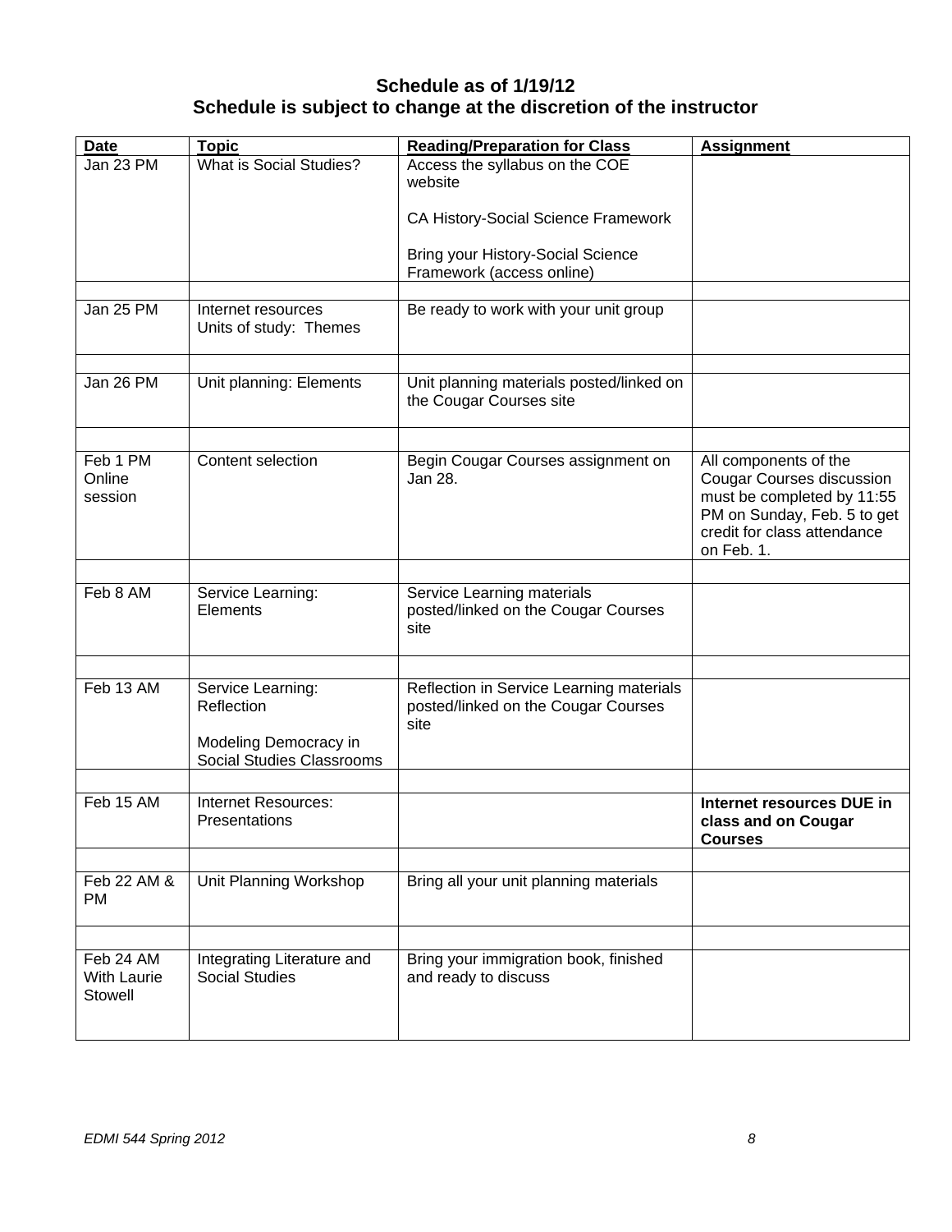**Schedule as of 1/19/12**
**Schedule is subject to change at the discretion of the instructor**

| Date | Topic | Reading/Preparation for Class | Assignment |
|---|---|---|---|
| Jan 23 PM | What is Social Studies? | Access the syllabus on the COE website<br><br>CA History-Social Science Framework<br><br>Bring your History-Social Science Framework (access online) | |
| | | | |
| Jan 25 PM | Internet resources<br>Units of study: Themes | Be ready to work with your unit group | |
| | | | |
| Jan 26 PM | Unit planning: Elements | Unit planning materials posted/linked on the Cougar Courses site | |
| | | | |
| Feb 1 PM Online session | Content selection | Begin Cougar Courses assignment on Jan 28. | All components of the Cougar Courses discussion must be completed by 11:55 PM on Sunday, Feb. 5 to get credit for class attendance on Feb. 1. |
| | | | |
| Feb 8 AM | Service Learning: Elements | Service Learning materials posted/linked on the Cougar Courses site | |
| | | | |
| Feb 13 AM | Service Learning: Reflection<br><br>Modeling Democracy in Social Studies Classrooms | Reflection in Service Learning materials posted/linked on the Cougar Courses site | |
| | | | |
| Feb 15 AM | Internet Resources: Presentations | | **Internet resources DUE in class and on Cougar Courses** |
| | | | |
| Feb 22 AM & PM | Unit Planning Workshop | Bring all your unit planning materials | |
| | | | |
| Feb 24 AM With Laurie Stowell | Integrating Literature and Social Studies | Bring your immigration book, finished and ready to discuss | |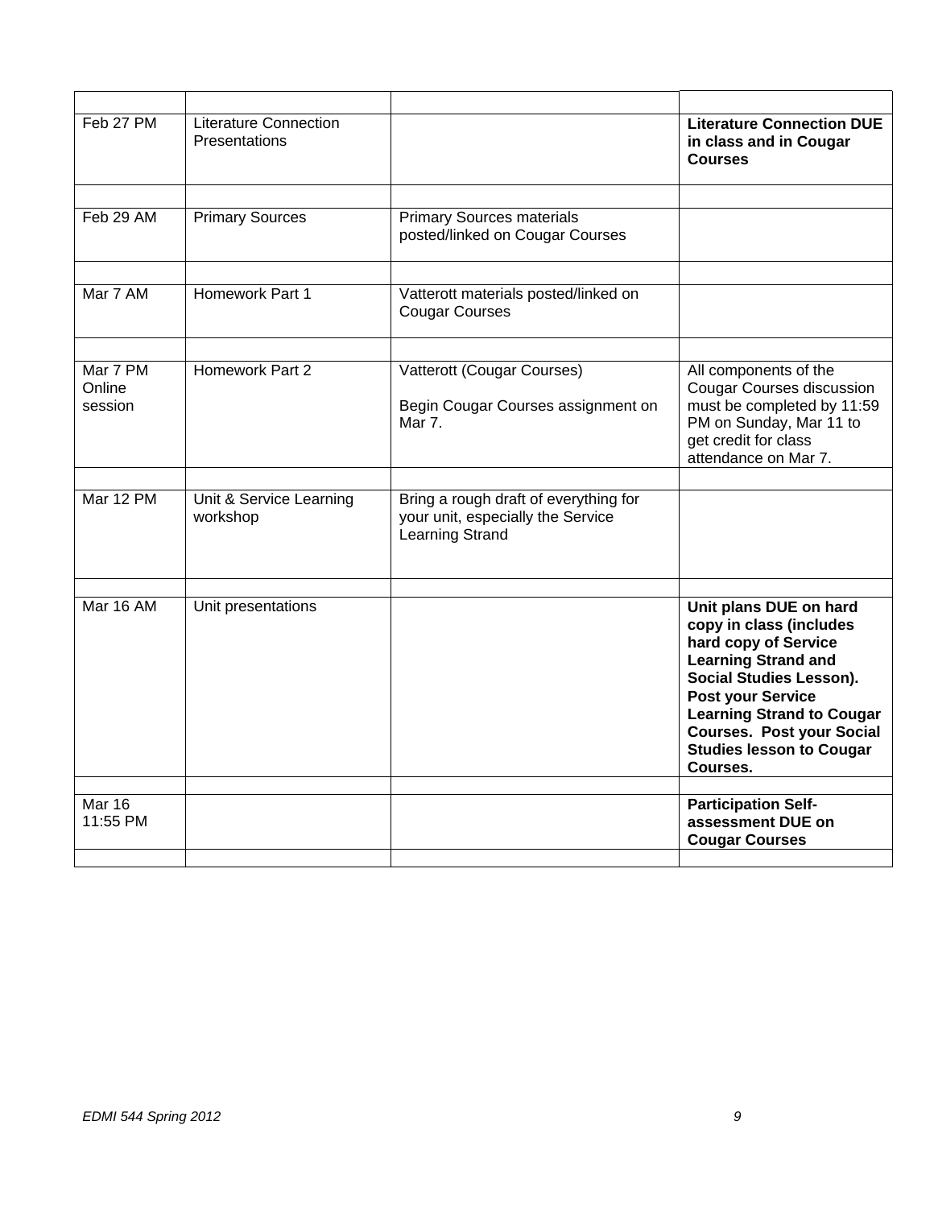| | | | |
|---|---|---|---|
| | | | |
| Feb 27 PM | Literature Connection Presentations | | **Literature Connection DUE in class and in Cougar Courses** |
| | | | |
| Feb 29 AM | Primary Sources | Primary Sources materials posted/linked on Cougar Courses | |
| | | | |
| Mar 7 AM | Homework Part 1 | Vatterott materials posted/linked on Cougar Courses | |
| | | | |
| Mar 7 PM Online session | Homework Part 2 | Vatterott (Cougar Courses)<br><br>Begin Cougar Courses assignment on Mar 7. | All components of the Cougar Courses discussion must be completed by 11:59 PM on Sunday, Mar 11 to get credit for class attendance on Mar 7. |
| | | | |
| Mar 12 PM | Unit & Service Learning workshop | Bring a rough draft of everything for your unit, especially the Service Learning Strand | |
| | | | |
| Mar 16 AM | Unit presentations | | **Unit plans DUE on hard copy in class (includes hard copy of Service Learning Strand and Social Studies Lesson). Post your Service Learning Strand to Cougar Courses. Post your Social Studies lesson to Cougar Courses.** |
| | | | |
| Mar 16 11:55 PM | | | **Participation Self-assessment DUE on Cougar Courses** |
| | | | |